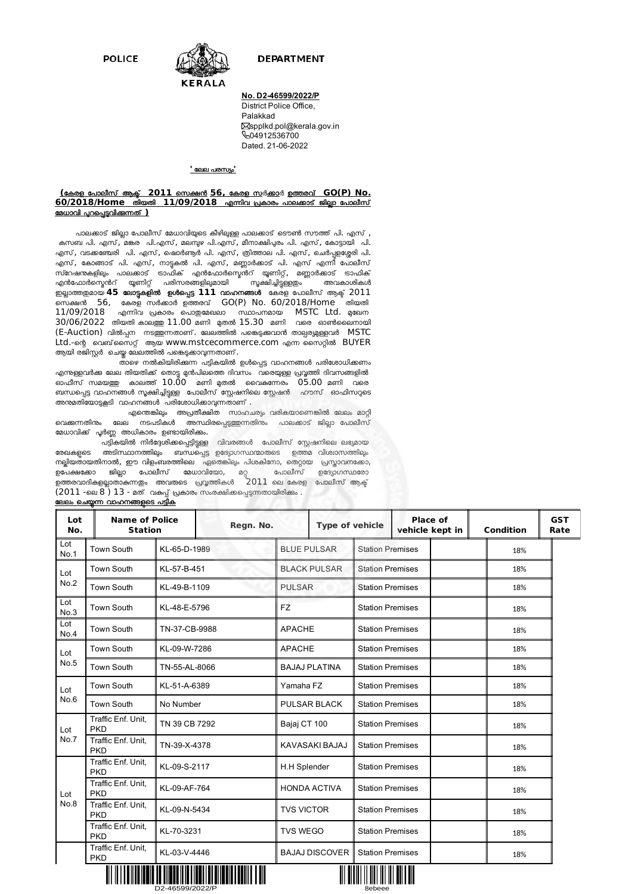POLICE DEPARTMENT

KERALA

**No. D2-46599/2022/P**
District Police Office,
Palakkad
spplkd.pol@kerala.gov.in
04912536700
Dated. 21-06-2022

**' ലേല പരസ്യം'**

**(കേരള പോലീസ് ആക്ട് 2011 സെക്ഷൻ 56, കേരള സർക്കാർ ഉത്തരവ് GO(P) No. 60/2018/Home തിയതി 11/09/2018 എന്നിവ പ്രകാരം പാലക്കാട് ജില്ലാ പോലീസ് മേധാവി പുറപ്പെടുവിക്കുന്നത് )**

പാലക്കാട് ജില്ലാ പോലീസ് മേധാവിയുടെ കീഴിലുള്ള പാലക്കാട് ടൌൺ സൗത്ത് പി. എസ് , കസബ പി. എസ്, മങ്കര പി.എസ്, മലമ്പുഴ പി.എസ്, മീനാക്ഷിപുരം പി. എസ്, കോട്ടായി പി. എസ്, വടക്കഞ്ചേരി പി. എസ്, ഷൊർണ്ണൂർ പി. എസ്, തൃത്താല പി. എസ്, ചെർപ്പുളശ്ശേരി പി. എസ്, കോങ്ങാട് പി. എസ്, നാട്ടുകൽ പി. എസ്, മണ്ണാർക്കാട് പി. എസ് എന്നീ പോലീസ് സ്റ്റേഷനുകളിലും പാലക്കാട് ട്രാഫിക് എൻഫോഴ്സ്മെന്റ് യൂണിറ്റ്, മണ്ണാർക്കാട് ട്രാഫിക് എൻഫോഴ്സ്മെന്റ് യൂണിറ്റ് പരിസരങ്ങളിലുമായി സൂക്ഷിച്ചിട്ടുള്ളതും അവകാശികൾ ഇല്ലാത്തതുമായ **45 ലോട്ടുകളിൽ ഉൾപ്പെട്ട 111 വാഹനങ്ങൾ** കേരള പോലീസ് ആക്ട് 2011 സെക്ഷൻ 56, കേരള സർക്കാർ ഉത്തരവ് GO(P) No. 60/2018/Home തിയതി 11/09/2018 എന്നിവ പ്രകാരം പൊതുമേഖലാ സ്ഥാപനമായ MSTC Ltd. മുഖേന 30/06/2022 തിയതി കാലത്ത് 11.00 മണി മുതൽ 15.30 മണി വരെ ഓൺലൈനായി (E-Auction) വിൽപ്പന നടത്തുന്നതാണ്. ലേലത്തിൽ പങ്കെടുക്കുവാൻ താല്പര്യമുള്ളവർ MSTC Ltd.-ന്റെ വെബ്സൈറ്റ് ആയ www.mstcecommerce.com എന്ന സൈറ്റിൽ BUYER ആയി രജിസ്റ്റർ ചെയ്ത് ലേലത്തിൽ പങ്കെടുക്കാവുന്നതാണ്.

താഴെ നൽകിയിരിക്കുന്ന പട്ടികയിൽ ഉൾപ്പെട്ട വാഹനങ്ങൾ പരിശോധിക്കണം എന്നുള്ളവർക്ക് ലേല തിയതിക്ക് തൊട്ടു മുൻപിലത്തെ ദിവസം വരെയുള്ള പ്രവൃത്തി ദിവസങ്ങളിൽ ഓഫീസ് സമയത്തു കാലത്ത് 10.00 മണി മുതൽ വൈകുന്നേരം 05.00 മണി വരെ ബന്ധപ്പെട്ട വാഹനങ്ങൾ സൂക്ഷിച്ചിട്ടുള്ള പോലീസ് സ്റ്റേഷനിലെ സ്റ്റേഷൻ ഹൗസ് ഓഫീസറുടെ അനുമതിയോടുകൂടി വാഹനങ്ങൾ പരിശോധിക്കാവുന്നതാണ് .

എന്തെങ്കിലും അപ്രതീക്ഷിത സാഹചര്യം വരികയാണെങ്കിൽ ലേലം മാറ്റി വെക്കുന്നതിനും ലേല നടപടികൾ അസ്ഥിരപ്പെടുത്തുന്നതിനും പാലക്കാട് ജില്ലാ പോലീസ് മേധാവിക്ക് പൂർണ്ണ അധികാരം ഉണ്ടായിരിക്കും.

പട്ടികയിൽ നിർദ്ദേശിക്കപ്പെട്ടിട്ടുള്ള വിവരങ്ങൾ പോലീസ് സ്റ്റേഷനിലെ ലഭ്യമായ രേഖകളുടെ അടിസ്ഥാനത്തിലും ബന്ധപ്പെട്ട ഉദ്യോഗസ്ഥന്മാരുടെ ഉത്തമ വിശ്വാസത്തിലും നല്കിയിട്ടുള്ളതായതിനാൽ, ഈ വിളംബരത്തിലെ ഏതെങ്കിലും പിശകിനോ, തെറ്റായ പ്രസ്താവനക്കോ, ഉപേക്ഷക്കോ ജില്ലാ പോലീസ് മേധാവിയോ, മറ്റ് പോലീസ് ഉദ്യോഗസ്ഥരോ ഉത്തരവാദികളല്ലാതാകുന്നതും അവരുടെ പ്രവൃത്തികൾ 2011 ലെ കേരള പോലീസ് ആക്ട് (2011 -ലെ 8 ) 13 - മത് വകുപ്പ് പ്രകാരം സംരക്ഷിക്കപ്പെടുന്നതായിരിക്കും .

**ലേലം ചെയ്യുന്ന വാഹനങ്ങളുടെ പട്ടിക**

| Lot No. | Name of Police Station | Regn. No. | Type of vehicle | Place of vehicle kept in | Condition | GST Rate |
|---|---|---|---|---|---|---|
| Lot No.1 | Town South | KL-65-D-1989 | BLUE PULSAR | Station Premises | | 18% |
| Lot No.2 | Town South | KL-57-B-451 | BLACK PULSAR | Station Premises | | 18% |
| | Town South | KL-49-B-1109 | PULSAR | Station Premises | | 18% |
| Lot No.3 | Town South | KL-48-E-5796 | FZ | Station Premises | | 18% |
| Lot No.4 | Town South | TN-37-CB-9988 | APACHE | Station Premises | | 18% |
| Lot No.5 | Town South | KL-09-W-7286 | APACHE | Station Premises | | 18% |
| | Town South | TN-55-AL-8066 | BAJAJ PLATINA | Station Premises | | 18% |
| Lot No.6 | Town South | KL-51-A-6389 | Yamaha FZ | Station Premises | | 18% |
| | Town South | No Number | PULSAR BLACK | Station Premises | | 18% |
| Lot No.7 | Traffic Enf. Unit, PKD | TN 39 CB 7292 | Bajaj CT 100 | Station Premises | | 18% |
| | Traffic Enf. Unit, PKD | TN-39-X-4378 | KAVASAKI BAJAJ | Station Premises | | 18% |
| Lot No.8 | Traffic Enf. Unit, PKD | KL-09-S-2117 | H.H Splender | Station Premises | | 18% |
| | Traffic Enf. Unit, PKD | KL-09-AF-764 | HONDA ACTIVA | Station Premises | | 18% |
| | Traffic Enf. Unit, PKD | KL-09-N-5434 | TVS VICTOR | Station Premises | | 18% |
| | Traffic Enf. Unit, PKD | KL-70-3231 | TVS WEGO | Station Premises | | 18% |
| | Traffic Enf. Unit, PKD | KL-03-V-4446 | BAJAJ DISCOVER | Station Premises | | 18% |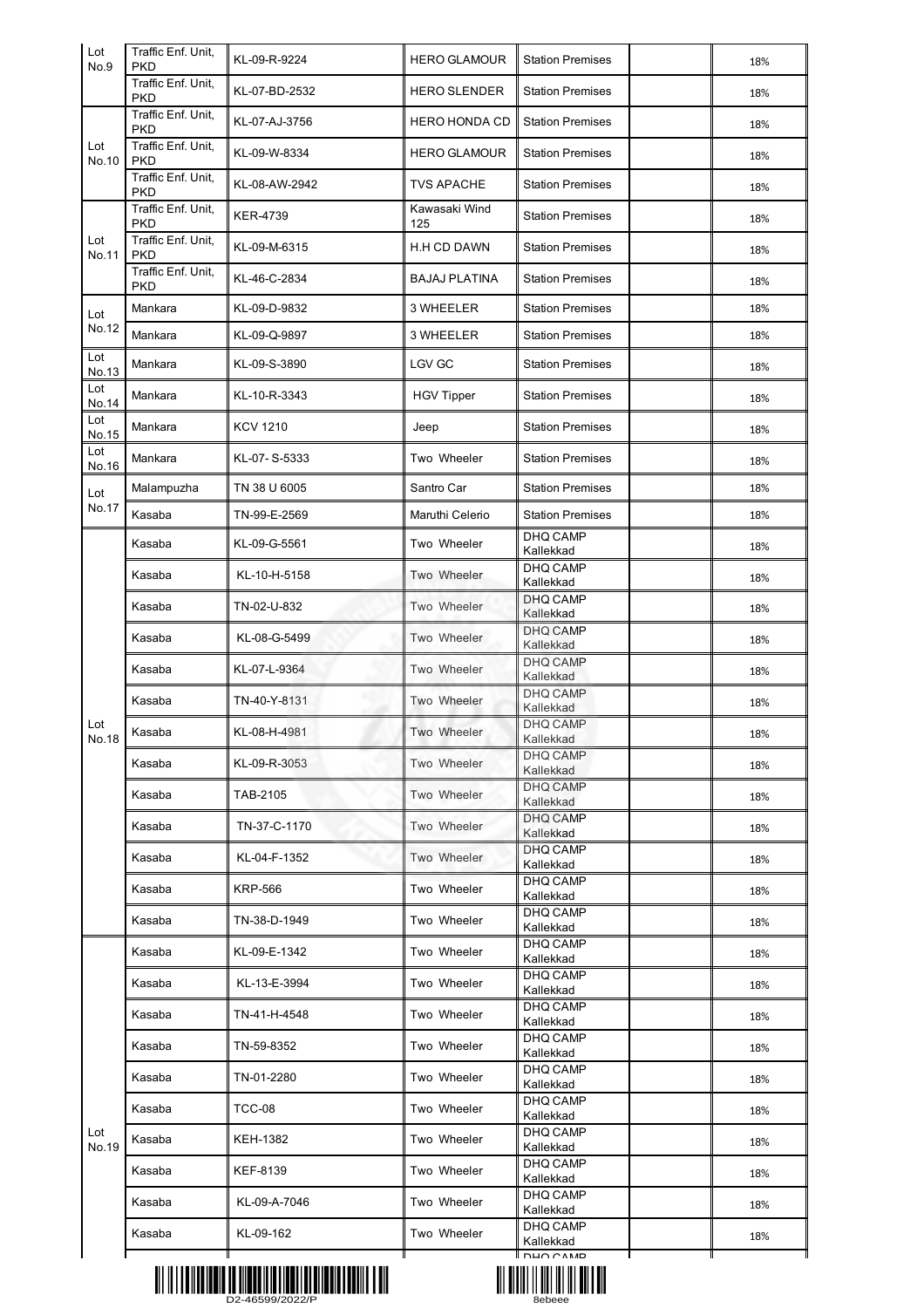| | | | | | | |
|---|---|---|---|---|---|---|
| Lot No.9 | Traffic Enf. Unit, PKD | KL-09-R-9224 | HERO GLAMOUR | Station Premises | | 18% |
| | Traffic Enf. Unit, PKD | KL-07-BD-2532 | HERO SLENDER | Station Premises | | 18% |
| Lot No.10 | Traffic Enf. Unit, PKD | KL-07-AJ-3756 | HERO HONDA CD | Station Premises | | 18% |
| | Traffic Enf. Unit, PKD | KL-09-W-8334 | HERO GLAMOUR | Station Premises | | 18% |
| | Traffic Enf. Unit, PKD | KL-08-AW-2942 | TVS APACHE | Station Premises | | 18% |
| Lot No.11 | Traffic Enf. Unit, PKD | KER-4739 | Kawasaki Wind 125 | Station Premises | | 18% |
| | Traffic Enf. Unit, PKD | KL-09-M-6315 | H.H CD DAWN | Station Premises | | 18% |
| | Traffic Enf. Unit, PKD | KL-46-C-2834 | BAJAJ PLATINA | Station Premises | | 18% |
| Lot No.12 | Mankara | KL-09-D-9832 | 3 WHEELER | Station Premises | | 18% |
| | Mankara | KL-09-Q-9897 | 3 WHEELER | Station Premises | | 18% |
| Lot No.13 | Mankara | KL-09-S-3890 | LGV GC | Station Premises | | 18% |
| Lot No.14 | Mankara | KL-10-R-3343 | HGV Tipper | Station Premises | | 18% |
| Lot No.15 | Mankara | KCV 1210 | Jeep | Station Premises | | 18% |
| Lot No.16 | Mankara | KL-07- S-5333 | Two Wheeler | Station Premises | | 18% |
| Lot No.17 | Malampuzha | TN 38 U 6005 | Santro Car | Station Premises | | 18% |
| | Kasaba | TN-99-E-2569 | Maruthi Celerio | Station Premises | | 18% |
| Lot No.18 | Kasaba | KL-09-G-5561 | Two Wheeler | DHQ CAMP Kallekkad | | 18% |
| | Kasaba | KL-10-H-5158 | Two Wheeler | DHQ CAMP Kallekkad | | 18% |
| | Kasaba | TN-02-U-832 | Two Wheeler | DHQ CAMP Kallekkad | | 18% |
| | Kasaba | KL-08-G-5499 | Two Wheeler | DHQ CAMP Kallekkad | | 18% |
| | Kasaba | KL-07-L-9364 | Two Wheeler | DHQ CAMP Kallekkad | | 18% |
| | Kasaba | TN-40-Y-8131 | Two Wheeler | DHQ CAMP Kallekkad | | 18% |
| | Kasaba | KL-08-H-4981 | Two Wheeler | DHQ CAMP Kallekkad | | 18% |
| | Kasaba | KL-09-R-3053 | Two Wheeler | DHQ CAMP Kallekkad | | 18% |
| | Kasaba | TAB-2105 | Two Wheeler | DHQ CAMP Kallekkad | | 18% |
| | Kasaba | TN-37-C-1170 | Two Wheeler | DHQ CAMP Kallekkad | | 18% |
| | Kasaba | KL-04-F-1352 | Two Wheeler | DHQ CAMP Kallekkad | | 18% |
| | Kasaba | KRP-566 | Two Wheeler | DHQ CAMP Kallekkad | | 18% |
| | Kasaba | TN-38-D-1949 | Two Wheeler | DHQ CAMP Kallekkad | | 18% |
| Lot No.19 | Kasaba | KL-09-E-1342 | Two Wheeler | DHQ CAMP Kallekkad | | 18% |
| | Kasaba | KL-13-E-3994 | Two Wheeler | DHQ CAMP Kallekkad | | 18% |
| | Kasaba | TN-41-H-4548 | Two Wheeler | DHQ CAMP Kallekkad | | 18% |
| | Kasaba | TN-59-8352 | Two Wheeler | DHQ CAMP Kallekkad | | 18% |
| | Kasaba | TN-01-2280 | Two Wheeler | DHQ CAMP Kallekkad | | 18% |
| | Kasaba | TCC-08 | Two Wheeler | DHQ CAMP Kallekkad | | 18% |
| | Kasaba | KEH-1382 | Two Wheeler | DHQ CAMP Kallekkad | | 18% |
| | Kasaba | KEF-8139 | Two Wheeler | DHQ CAMP Kallekkad | | 18% |
| | Kasaba | KL-09-A-7046 | Two Wheeler | DHQ CAMP Kallekkad | | 18% |
| | Kasaba | KL-09-162 | Two Wheeler | DHQ CAMP Kallekkad | | 18% |

D2-46599/2022/P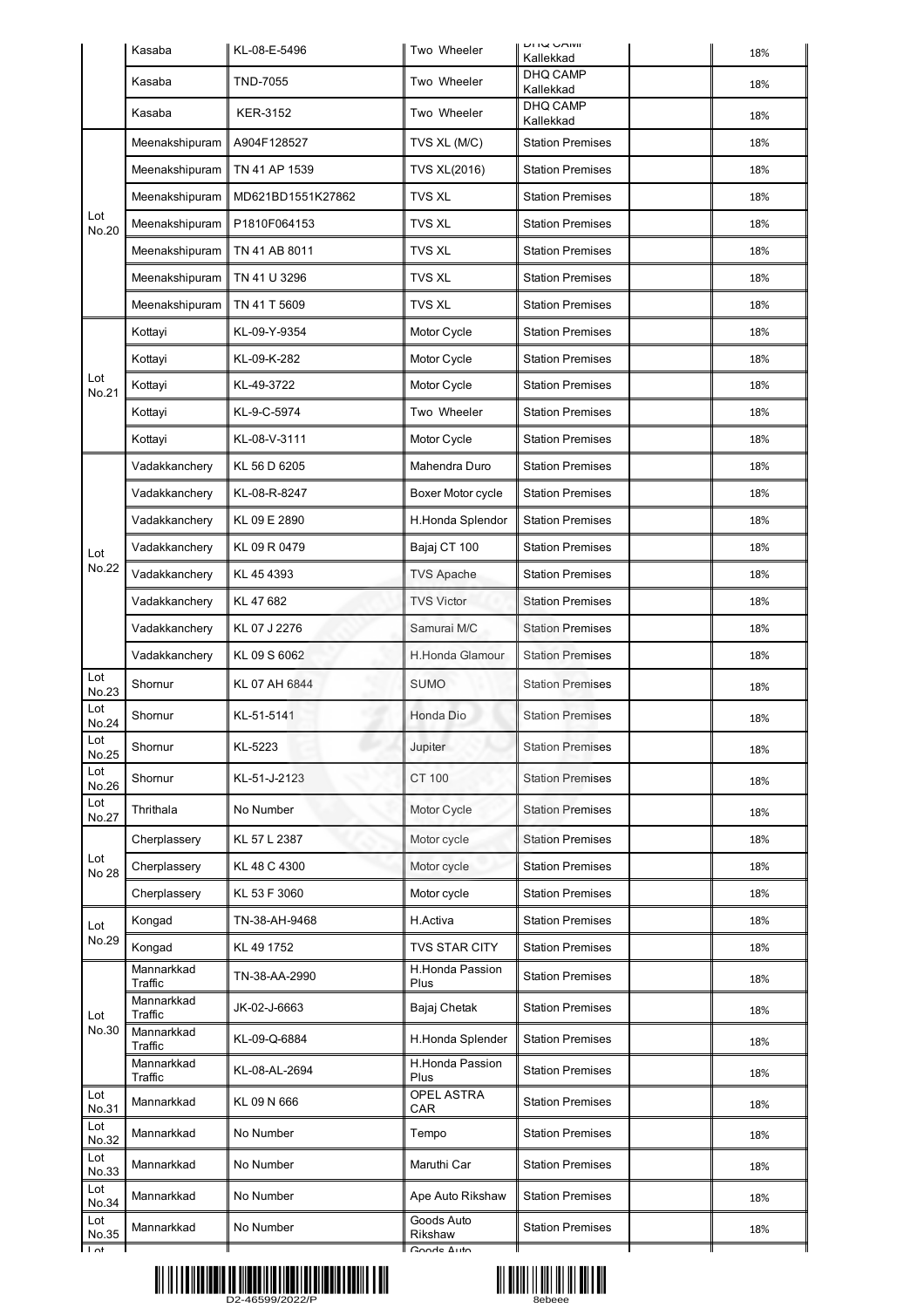| | | | | | | |
|---|---|---|---|---|---|---|
| | Kasaba | KL-08-E-5496 | Two Wheeler | DHQ CAMP Kallekkad | | 18% |
| | Kasaba | TND-7055 | Two Wheeler | DHQ CAMP Kallekkad | | 18% |
| | Kasaba | KER-3152 | Two Wheeler | DHQ CAMP Kallekkad | | 18% |
| Lot No.20 | Meenakshipuram | A904F128527 | TVS XL (M/C) | Station Premises | | 18% |
| | Meenakshipuram | TN 41 AP 1539 | TVS XL(2016) | Station Premises | | 18% |
| | Meenakshipuram | MD621BD1551K27862 | TVS XL | Station Premises | | 18% |
| | Meenakshipuram | P1810F064153 | TVS XL | Station Premises | | 18% |
| | Meenakshipuram | TN 41 AB 8011 | TVS XL | Station Premises | | 18% |
| | Meenakshipuram | TN 41 U 3296 | TVS XL | Station Premises | | 18% |
| | Meenakshipuram | TN 41 T 5609 | TVS XL | Station Premises | | 18% |
| Lot No.21 | Kottayi | KL-09-Y-9354 | Motor Cycle | Station Premises | | 18% |
| | Kottayi | KL-09-K-282 | Motor Cycle | Station Premises | | 18% |
| | Kottayi | KL-49-3722 | Motor Cycle | Station Premises | | 18% |
| | Kottayi | KL-9-C-5974 | Two Wheeler | Station Premises | | 18% |
| | Kottayi | KL-08-V-3111 | Motor Cycle | Station Premises | | 18% |
| Lot No.22 | Vadakkanchery | KL 56 D 6205 | Mahendra Duro | Station Premises | | 18% |
| | Vadakkanchery | KL-08-R-8247 | Boxer Motor cycle | Station Premises | | 18% |
| | Vadakkanchery | KL 09 E 2890 | H.Honda Splendor | Station Premises | | 18% |
| | Vadakkanchery | KL 09 R 0479 | Bajaj CT 100 | Station Premises | | 18% |
| | Vadakkanchery | KL 45 4393 | TVS Apache | Station Premises | | 18% |
| | Vadakkanchery | KL 47 682 | TVS Victor | Station Premises | | 18% |
| | Vadakkanchery | KL 07 J 2276 | Samurai M/C | Station Premises | | 18% |
| | Vadakkanchery | KL 09 S 6062 | H.Honda Glamour | Station Premises | | 18% |
| Lot No.23 | Shornur | KL 07 AH 6844 | SUMO | Station Premises | | 18% |
| Lot No.24 | Shornur | KL-51-5141 | Honda Dio | Station Premises | | 18% |
| Lot No.25 | Shornur | KL-5223 | Jupiter | Station Premises | | 18% |
| Lot No.26 | Shornur | KL-51-J-2123 | CT 100 | Station Premises | | 18% |
| Lot No.27 | Thrithala | No Number | Motor Cycle | Station Premises | | 18% |
| Lot No 28 | Cherplassery | KL 57 L 2387 | Motor cycle | Station Premises | | 18% |
| | Cherplassery | KL 48 C 4300 | Motor cycle | Station Premises | | 18% |
| | Cherplassery | KL 53 F 3060 | Motor cycle | Station Premises | | 18% |
| Lot No.29 | Kongad | TN-38-AH-9468 | H.Activa | Station Premises | | 18% |
| | Kongad | KL 49 1752 | TVS STAR CITY | Station Premises | | 18% |
| Lot No.30 | Mannarkkad Traffic | TN-38-AA-2990 | H.Honda Passion Plus | Station Premises | | 18% |
| | Mannarkkad Traffic | JK-02-J-6663 | Bajaj Chetak | Station Premises | | 18% |
| | Mannarkkad Traffic | KL-09-Q-6884 | H.Honda Splender | Station Premises | | 18% |
| | Mannarkkad Traffic | KL-08-AL-2694 | H.Honda Passion Plus | Station Premises | | 18% |
| Lot No.31 | Mannarkkad | KL 09 N 666 | OPEL ASTRA CAR | Station Premises | | 18% |
| Lot No.32 | Mannarkkad | No Number | Tempo | Station Premises | | 18% |
| Lot No.33 | Mannarkkad | No Number | Maruthi Car | Station Premises | | 18% |
| Lot No.34 | Mannarkkad | No Number | Ape Auto Rikshaw | Station Premises | | 18% |
| Lot No.35 | Mannarkkad | No Number | Goods Auto Rikshaw | Station Premises | | 18% |
| Lot | | | Goods Auto | | | |

D2-46599/2022/P

8ebeee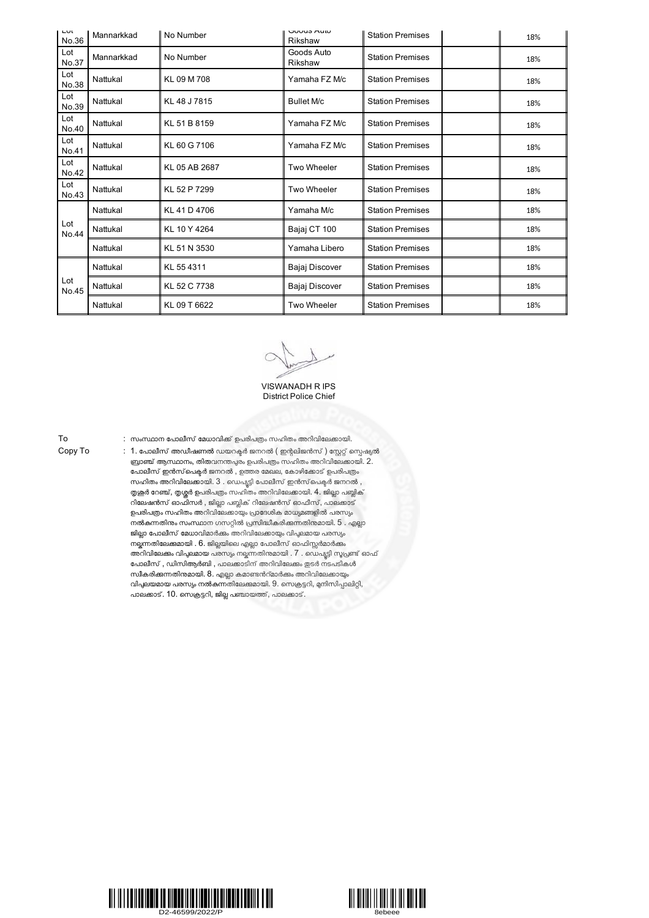| | | | | | | |
|---|---|---|---|---|---|---|
| Lot No.36 | Mannarkkad | No Number | Goods Auto Rikshaw | Station Premises | | 18% |
| Lot No.37 | Mannarkkad | No Number | Goods Auto Rikshaw | Station Premises | | 18% |
| Lot No.38 | Nattukal | KL 09 M 708 | Yamaha FZ M/c | Station Premises | | 18% |
| Lot No.39 | Nattukal | KL 48 J 7815 | Bullet M/c | Station Premises | | 18% |
| Lot No.40 | Nattukal | KL 51 B 8159 | Yamaha FZ M/c | Station Premises | | 18% |
| Lot No.41 | Nattukal | KL 60 G 7106 | Yamaha FZ M/c | Station Premises | | 18% |
| Lot No.42 | Nattukal | KL 05 AB 2687 | Two Wheeler | Station Premises | | 18% |
| Lot No.43 | Nattukal | KL 52 P 7299 | Two Wheeler | Station Premises | | 18% |
| Lot No.44 | Nattukal | KL 41 D 4706 | Yamaha M/c | Station Premises | | 18% |
| | Nattukal | KL 10 Y 4264 | Bajaj CT 100 | Station Premises | | 18% |
| | Nattukal | KL 51 N 3530 | Yamaha Libero | Station Premises | | 18% |
| Lot No.45 | Nattukal | KL 55 4311 | Bajaj Discover | Station Premises | | 18% |
| | Nattukal | KL 52 C 7738 | Bajaj Discover | Station Premises | | 18% |
| | Nattukal | KL 09 T 6622 | Two Wheeler | Station Premises | | 18% |

VISWANADH R IPS
District Police Chief

To : സംസ്ഥാന പോലീസ് മേധാവിക്ക് ഉപരിപത്രം സഹിതം അറിവിലേക്കായി.

Copy To : 1. പോലീസ് അഡീഷണൽ ഡയറക്ടർ ജനറൽ ( ഇന്റലിജൻസ് ) സ്റ്റേറ്റ് സ്പെഷ്യൽ ബ്രാഞ്ച് ആസ്ഥാനം, തിരുവനന്തപുരം ഉപരിപത്രം സഹിതം അറിവിലേക്കായി. 2. പോലീസ് ഇൻസ്‌പെക്ടർ ജനറൽ , ഉത്തര മേഖല, കോഴിക്കോട് ഉപരിപത്രം സഹിതം അറിവിലേക്കായി. 3 . ഡെപ്യൂട്ടി പോലീസ് ഇൻസ്‌പെക്ടർ ജനറൽ , തൃശ്ശൂർ റേഞ്ച്, തൃശ്ശൂർ ഉപരിപത്രം സഹിതം അറിവിലേക്കായി. 4. ജില്ലാ പബ്ലിക് റിലേഷൻസ് ഓഫീസർ , ജില്ലാ പബ്ലിക് റിലേഷൻസ് ഓഫീസ്, പാലക്കാട് ഉപരിപത്രം സഹിതം അറിവിലേക്കായും പ്രാദേശിക മാധ്യമങ്ങളിൽ പരസ്യം നൽകുന്നതിനും സംസ്ഥാന ഗസറ്റിൽ പ്രസിദ്ധീകരിക്കുന്നതിനുമായി. 5 . എല്ലാ ജില്ലാ പോലീസ് മേധാവിമാർക്കും അറിവിലേക്കായും വിപുലമായ പരസ്യം നല്കുന്നതിലേക്കുമായി . 6. ജില്ലയിലെ എല്ലാ പോലീസ് ഓഫീസ്സർമാർക്കും അറിവിലേക്കും വിപുലമായ പരസ്യം നല്കുന്നതിനുമായി . 7 . ഡെപ്യൂട്ടി സൂപ്രണ്ട് ഓഫ് പോലീസ് , ഡിസിആർബി , പാലക്കാടിന് അറിവിലേക്കും തുടർ നടപടികൾ സ്വീകരിക്കുന്നതിനുമായി. 8. എല്ലാ കമാണ്ടൻറ്മാർക്കും അറിവിലേക്കായും വിപുലയമായ പരസ്യം നൽകുന്നതിലേക്കുമായി. 9. സെക്രട്ടറി, മുനിസിപ്പാലിറ്റി, പാലക്കാട്. 10. സെക്രട്ടറി, ജില്ല പഞ്ചായത്ത്, പാലക്കാട്.

D2-46599/2022/P

8ebeee